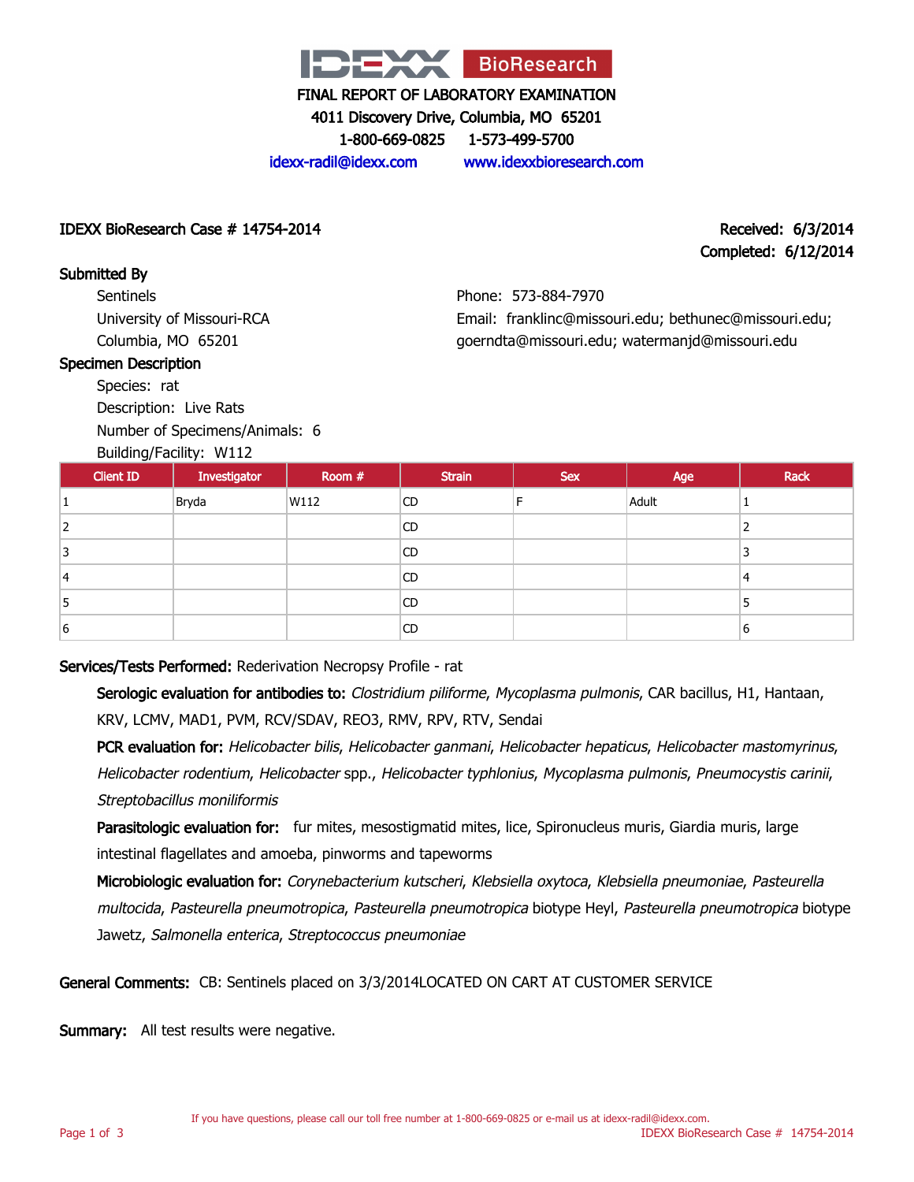FINAL REPORT OF LABORATORY EXAMINATION

4011 Discovery Drive, Columbia, MO 65201

1-800-669-0825 1-573-499-5700

idexx-radil@idexx.com www.idexxbioresearch.com

IDEXX BioResearch Case # 14754-2014

Received: 6/3/2014

Completed: 6/12/2014

**Submitted By**

Sentinels
University of Missouri-RCA
Columbia, MO 65201

Phone: 573-884-7970
Email: franklinc@missouri.edu; bethunec@missouri.edu; goerndta@missouri.edu; watermanjd@missouri.edu

**Specimen Description**

Species: rat
Description: Live Rats
Number of Specimens/Animals: 6
Building/Facility: W112

| Client ID | Investigator | Room # | Strain | Sex | Age | Rack |
|---|---|---|---|---|---|---|
| 1 | Bryda | W112 | CD | F | Adult | 1 |
| 2 | | | CD | | | 2 |
| 3 | | | CD | | | 3 |
| 4 | | | CD | | | 4 |
| 5 | | | CD | | | 5 |
| 6 | | | CD | | | 6 |

**Services/Tests Performed:** Rederivation Necropsy Profile - rat

**Serologic evaluation for antibodies to:** *Clostridium piliforme*, *Mycoplasma pulmonis*, CAR bacillus, H1, Hantaan, KRV, LCMV, MAD1, PVM, RCV/SDAV, REO3, RMV, RPV, RTV, Sendai

**PCR evaluation for:** *Helicobacter bilis*, *Helicobacter ganmani*, *Helicobacter hepaticus*, *Helicobacter mastomyrinus*, *Helicobacter rodentium*, *Helicobacter* spp., *Helicobacter typhlonius*, *Mycoplasma pulmonis*, *Pneumocystis carinii*, *Streptobacillus moniliformis*

**Parasitologic evaluation for:** fur mites, mesostigmatid mites, lice, Spironucleus muris, Giardia muris, large intestinal flagellates and amoeba, pinworms and tapeworms

**Microbiologic evaluation for:** *Corynebacterium kutscheri*, *Klebsiella oxytoca*, *Klebsiella pneumoniae*, *Pasteurella multocida*, *Pasteurella pneumotropica*, *Pasteurella pneumotropica* biotype Heyl, *Pasteurella pneumotropica* biotype Jawetz, *Salmonella enterica*, *Streptococcus pneumoniae*

**General Comments:** CB: Sentinels placed on 3/3/2014LOCATED ON CART AT CUSTOMER SERVICE

**Summary:** All test results were negative.

If you have questions, please call our toll free number at 1-800-669-0825 or e-mail us at idexx-radil@idexx.com.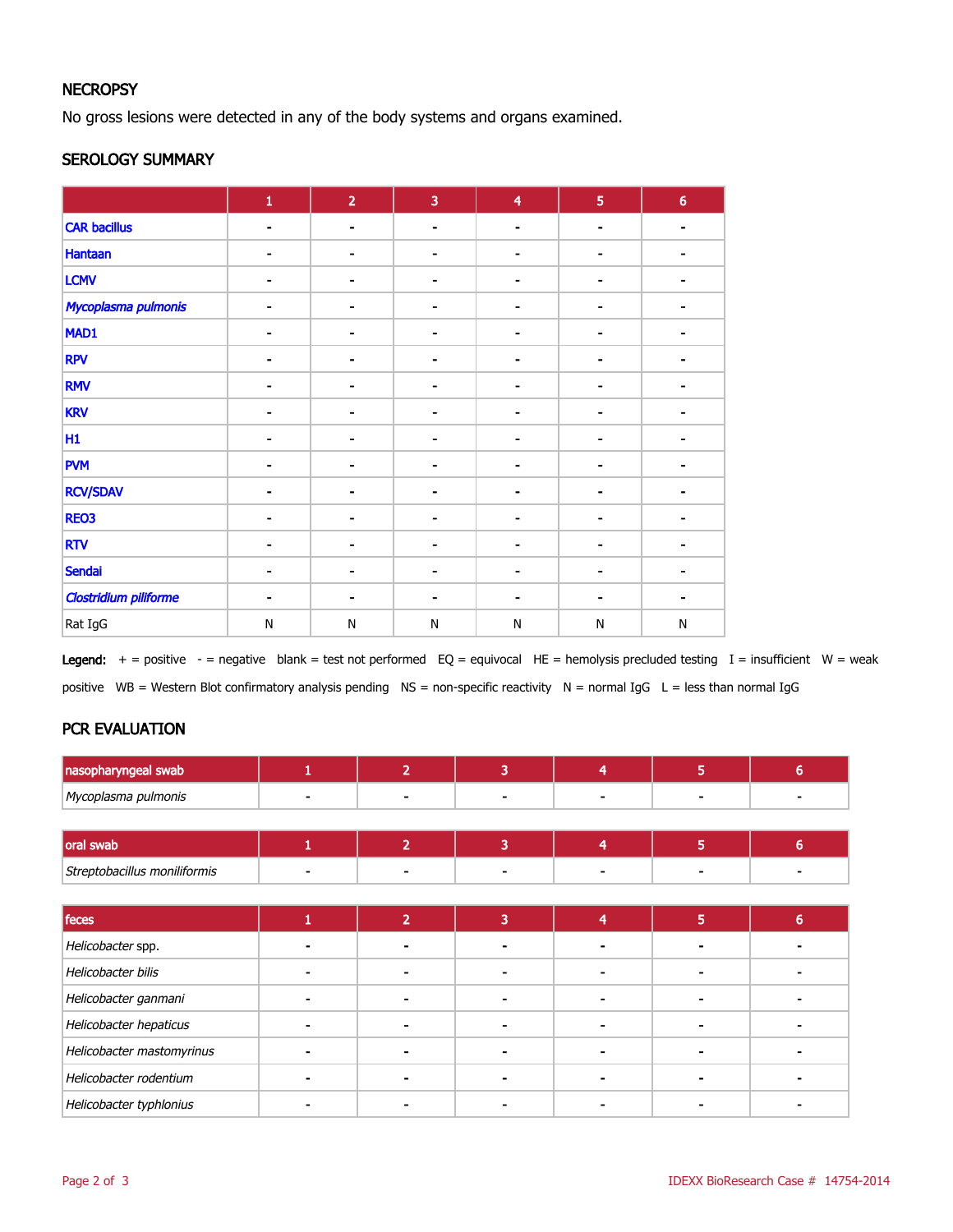## NECROPSY

No gross lesions were detected in any of the body systems and organs examined.

## SEROLOGY SUMMARY

| | 1 | 2 | 3 | 4 | 5 | 6 |
|---|---|---|---|---|---|---|
| CAR bacillus | - | - | - | - | - | - |
| Hantaan | - | - | - | - | - | - |
| LCMV | - | - | - | - | - | - |
| *Mycoplasma pulmonis* | - | - | - | - | - | - |
| MAD1 | - | - | - | - | - | - |
| RPV | - | - | - | - | - | - |
| RMV | - | - | - | - | - | - |
| KRV | - | - | - | - | - | - |
| H1 | - | - | - | - | - | - |
| PVM | - | - | - | - | - | - |
| RCV/SDAV | - | - | - | - | - | - |
| REO3 | - | - | - | - | - | - |
| RTV | - | - | - | - | - | - |
| Sendai | - | - | - | - | - | - |
| *Clostridium piliforme* | - | - | - | - | - | - |
| Rat IgG | N | N | N | N | N | N |

**Legend:** + = positive - = negative blank = test not performed EQ = equivocal HE = hemolysis precluded testing I = insufficient W = weak positive WB = Western Blot confirmatory analysis pending NS = non-specific reactivity N = normal IgG L = less than normal IgG

## PCR EVALUATION

| nasopharyngeal swab | 1 | 2 | 3 | 4 | 5 | 6 |
|---|---|---|---|---|---|---|
| *Mycoplasma pulmonis* | - | - | - | - | - | - |

| oral swab | 1 | 2 | 3 | 4 | 5 | 6 |
|---|---|---|---|---|---|---|
| *Streptobacillus moniliformis* | - | - | - | - | - | - |

| feces | 1 | 2 | 3 | 4 | 5 | 6 |
|---|---|---|---|---|---|---|
| *Helicobacter* spp. | - | - | - | - | - | - |
| *Helicobacter bilis* | - | - | - | - | - | - |
| *Helicobacter ganmani* | - | - | - | - | - | - |
| *Helicobacter hepaticus* | - | - | - | - | - | - |
| *Helicobacter mastomyrinus* | - | - | - | - | - | - |
| *Helicobacter rodentium* | - | - | - | - | - | - |
| *Helicobacter typhlonius* | - | - | - | - | - | - |

IDEXX BioResearch Case # 14754-2014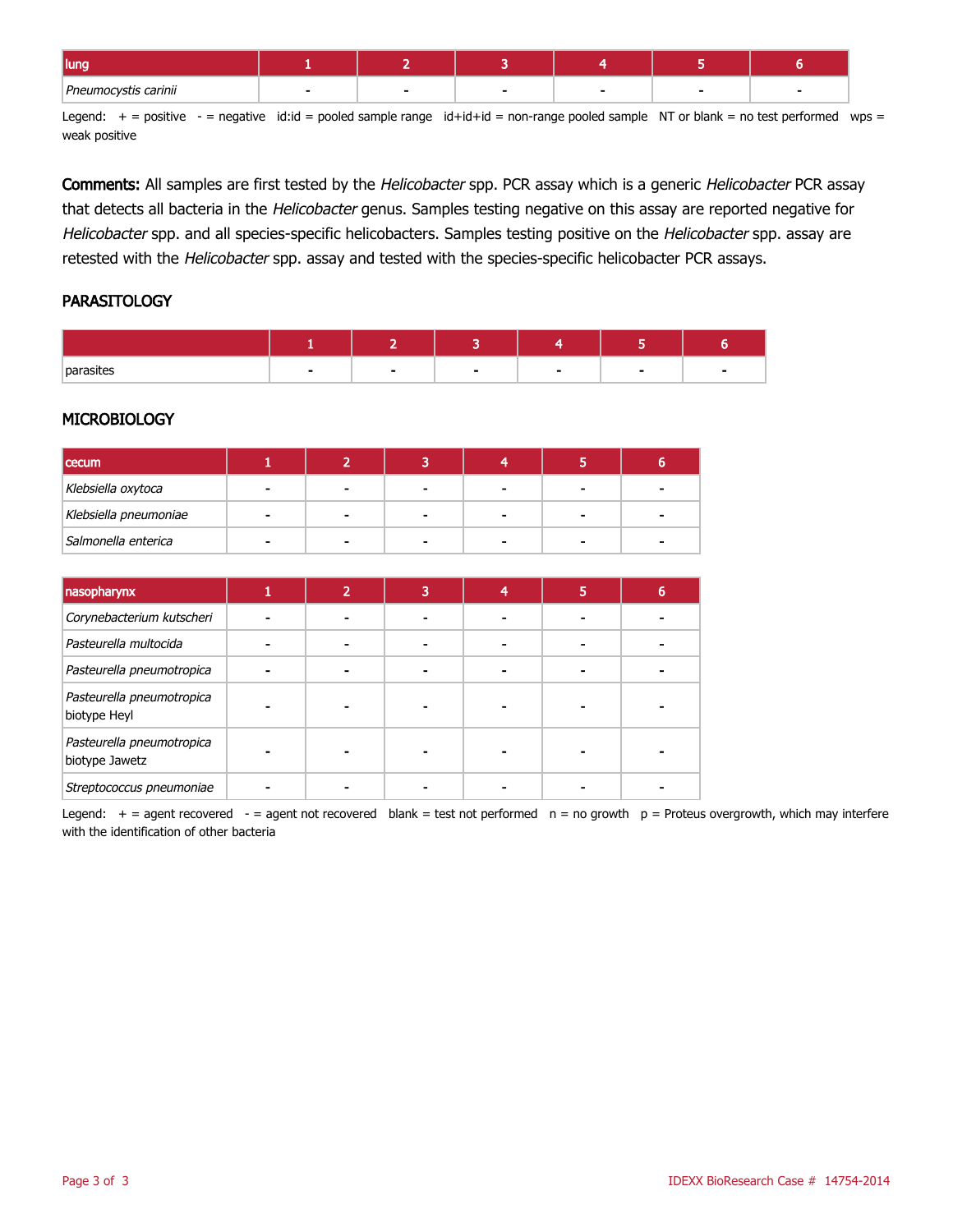| lung | 1 | 2 | 3 | 4 | 5 | 6 |
| --- | --- | --- | --- | --- | --- | --- |
| *Pneumocystis carinii* | - | - | - | - | - | - |

Legend: + = positive - = negative id:id = pooled sample range id+id+id = non-range pooled sample NT or blank = no test performed wps = weak positive

**Comments:** All samples are first tested by the *Helicobacter* spp. PCR assay which is a generic *Helicobacter* PCR assay that detects all bacteria in the *Helicobacter* genus. Samples testing negative on this assay are reported negative for *Helicobacter* spp. and all species-specific helicobacters. Samples testing positive on the *Helicobacter* spp. assay are retested with the *Helicobacter* spp. assay and tested with the species-specific helicobacter PCR assays.

## PARASITOLOGY

| | 1 | 2 | 3 | 4 | 5 | 6 |
| --- | --- | --- | --- | --- | --- | --- |
| parasites | - | - | - | - | - | - |

## MICROBIOLOGY

| cecum | 1 | 2 | 3 | 4 | 5 | 6 |
| --- | --- | --- | --- | --- | --- | --- |
| *Klebsiella oxytoca* | - | - | - | - | - | - |
| *Klebsiella pneumoniae* | - | - | - | - | - | - |
| *Salmonella enterica* | - | - | - | - | - | - |

| nasopharynx | 1 | 2 | 3 | 4 | 5 | 6 |
| --- | --- | --- | --- | --- | --- | --- |
| *Corynebacterium kutscheri* | - | - | - | - | - | - |
| *Pasteurella multocida* | - | - | - | - | - | - |
| *Pasteurella pneumotropica* | - | - | - | - | - | - |
| *Pasteurella pneumotropica* biotype Heyl | - | - | - | - | - | - |
| *Pasteurella pneumotropica* biotype Jawetz | - | - | - | - | - | - |
| *Streptococcus pneumoniae* | - | - | - | - | - | - |

Legend: + = agent recovered - = agent not recovered blank = test not performed n = no growth p = Proteus overgrowth, which may interfere with the identification of other bacteria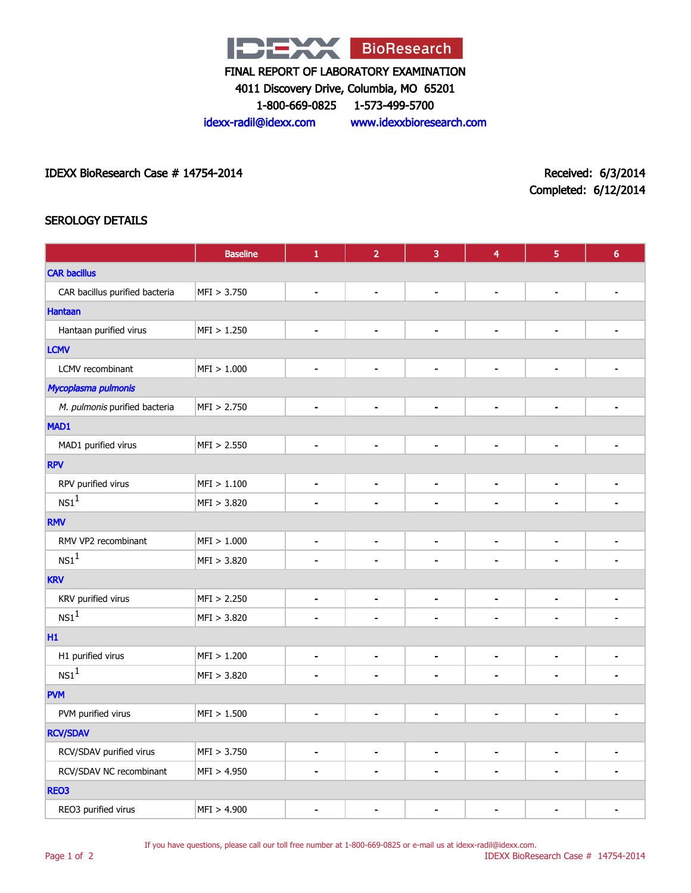FINAL REPORT OF LABORATORY EXAMINATION

4011 Discovery Drive, Columbia, MO 65201

1-800-669-0825 1-573-499-5700

idexx-radil@idexx.com www.idexxbioresearch.com

IDEXX BioResearch Case # 14754-2014

Received: 6/3/2014

Completed: 6/12/2014

## SEROLOGY DETAILS

| | Baseline | 1 | 2 | 3 | 4 | 5 | 6 |
|---|---|---|---|---|---|---|---|
| **CAR bacillus** | | | | | | | |
| CAR bacillus purified bacteria | MFI > 3.750 | - | - | - | - | - | - |
| **Hantaan** | | | | | | | |
| Hantaan purified virus | MFI > 1.250 | - | - | - | - | - | - |
| **LCMV** | | | | | | | |
| LCMV recombinant | MFI > 1.000 | - | - | - | - | - | - |
| ***Mycoplasma pulmonis*** | | | | | | | |
| *M. pulmonis* purified bacteria | MFI > 2.750 | - | - | - | - | - | - |
| **MAD1** | | | | | | | |
| MAD1 purified virus | MFI > 2.550 | - | - | - | - | - | - |
| **RPV** | | | | | | | |
| RPV purified virus | MFI > 1.100 | - | - | - | - | - | - |
| NS1[1] | MFI > 3.820 | - | - | - | - | - | - |
| **RMV** | | | | | | | |
| RMV VP2 recombinant | MFI > 1.000 | - | - | - | - | - | - |
| NS1[1] | MFI > 3.820 | - | - | - | - | - | - |
| **KRV** | | | | | | | |
| KRV purified virus | MFI > 2.250 | - | - | - | - | - | - |
| NS1[1] | MFI > 3.820 | - | - | - | - | - | - |
| **H1** | | | | | | | |
| H1 purified virus | MFI > 1.200 | - | - | - | - | - | - |
| NS1[1] | MFI > 3.820 | - | - | - | - | - | - |
| **PVM** | | | | | | | |
| PVM purified virus | MFI > 1.500 | - | - | - | - | - | - |
| **RCV/SDAV** | | | | | | | |
| RCV/SDAV purified virus | MFI > 3.750 | - | - | - | - | - | - |
| RCV/SDAV NC recombinant | MFI > 4.950 | - | - | - | - | - | - |
| **REO3** | | | | | | | |
| REO3 purified virus | MFI > 4.900 | - | - | - | - | - | - |

If you have questions, please call our toll free number at 1-800-669-0825 or e-mail us at idexx-radil@idexx.com.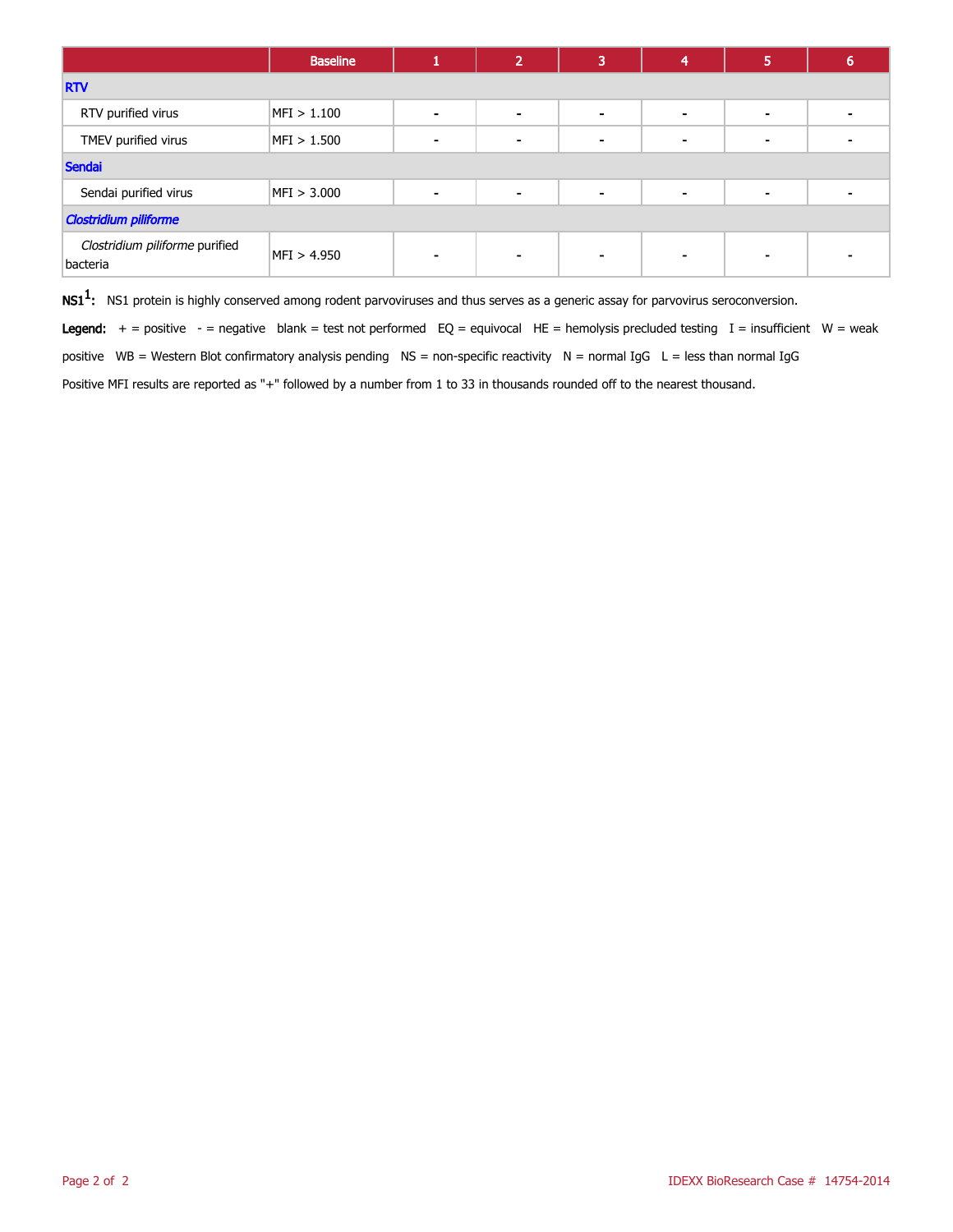| | Baseline | 1 | 2 | 3 | 4 | 5 | 6 |
|---|---|---|---|---|---|---|---|
| **RTV** | | | | | | | |
| RTV purified virus | MFI > 1.100 | - | - | - | - | - | - |
| TMEV purified virus | MFI > 1.500 | - | - | - | - | - | - |
| **Sendai** | | | | | | | |
| Sendai purified virus | MFI > 3.000 | - | - | - | - | - | - |
| ***Clostridium piliforme*** | | | | | | | |
| *Clostridium piliforme* purified bacteria | MFI > 4.950 | - | - | - | - | - | - |

**NS1[1]:** NS1 protein is highly conserved among rodent parvoviruses and thus serves as a generic assay for parvovirus seroconversion.

**Legend:** + = positive - = negative blank = test not performed EQ = equivocal HE = hemolysis precluded testing I = insufficient W = weak positive WB = Western Blot confirmatory analysis pending NS = non-specific reactivity N = normal IgG L = less than normal IgG

Positive MFI results are reported as "+" followed by a number from 1 to 33 in thousands rounded off to the nearest thousand.

IDEXX BioResearch Case # 14754-2014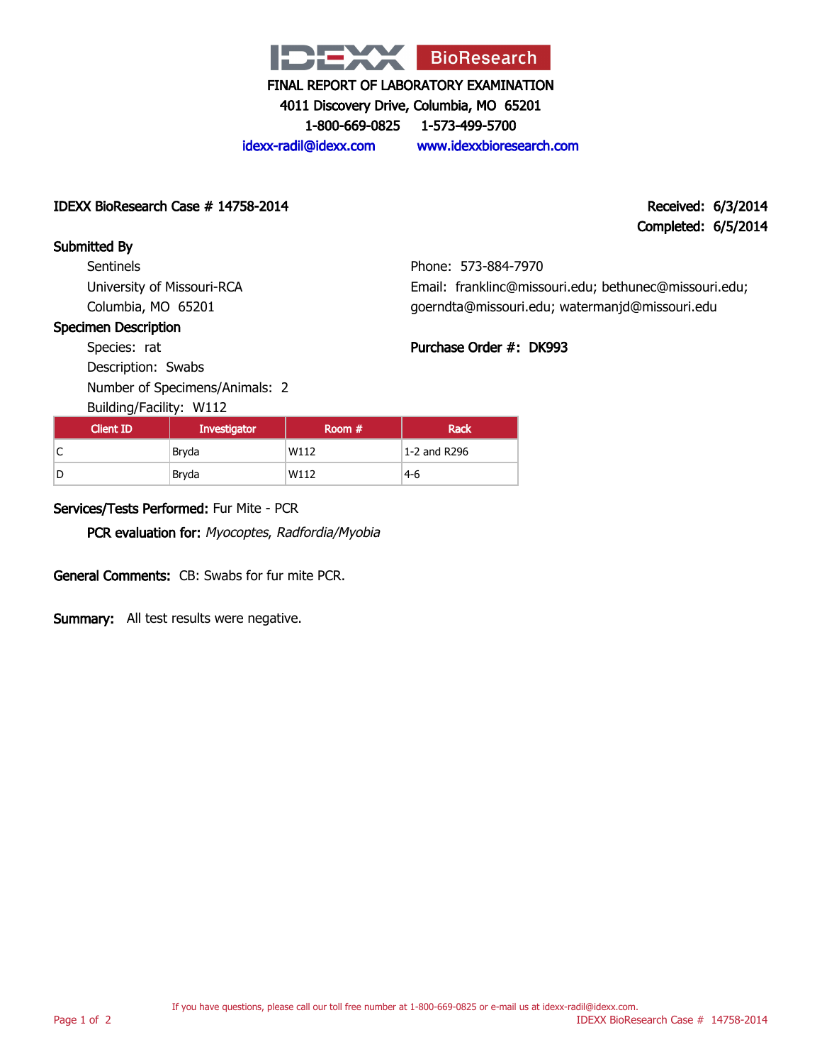IDEXX BioResearch

# FINAL REPORT OF LABORATORY EXAMINATION

4011 Discovery Drive, Columbia, MO 65201

1-800-669-0825 1-573-499-5700

idexx-radil@idexx.com www.idexxbioresearch.com

**IDEXX BioResearch Case # 14758-2014**

**Received: 6/3/2014**

**Completed: 6/5/2014**

**Submitted By**

Sentinels
University of Missouri-RCA
Columbia, MO 65201

Phone: 573-884-7970
Email: franklinc@missouri.edu; bethunec@missouri.edu; goerndta@missouri.edu; watermanjd@missouri.edu

**Specimen Description**

Species: rat
Description: Swabs
Number of Specimens/Animals: 2
Building/Facility: W112

**Purchase Order #: DK993**

| Client ID | Investigator | Room # | Rack |
|---|---|---|---|
| C | Bryda | W112 | 1-2 and R296 |
| D | Bryda | W112 | 4-6 |

**Services/Tests Performed:** Fur Mite - PCR

**PCR evaluation for:** *Myocoptes*, *Radfordia/Myobia*

**General Comments:** CB: Swabs for fur mite PCR.

**Summary:** All test results were negative.

If you have questions, please call our toll free number at 1-800-669-0825 or e-mail us at idexx-radil@idexx.com.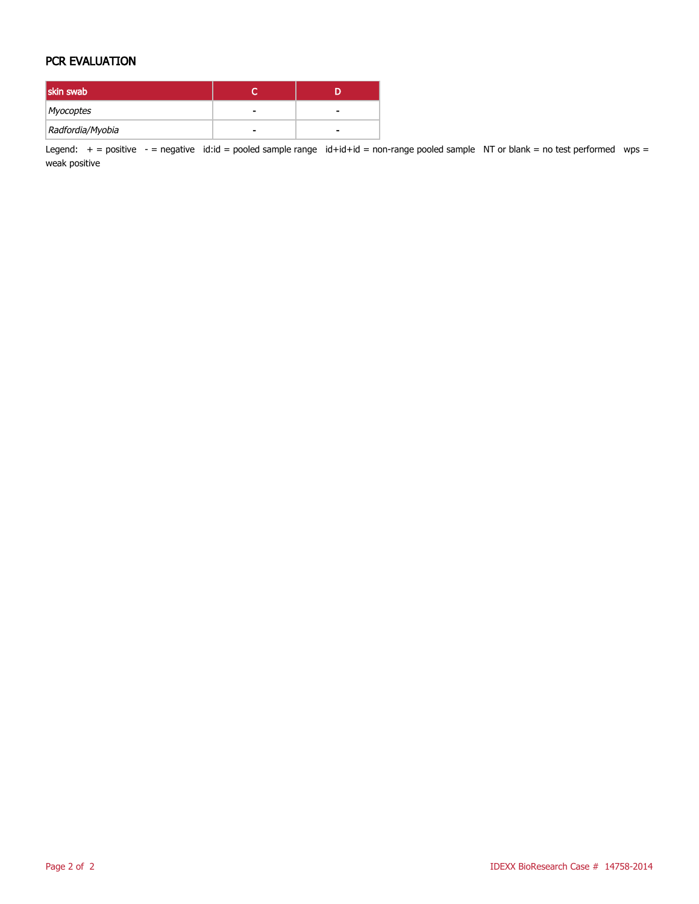## PCR EVALUATION

| skin swab | C | D |
|---|---|---|
| *Myocoptes* | - | - |
| *Radfordia/Myobia* | - | - |

Legend: + = positive - = negative id:id = pooled sample range id+id+id = non-range pooled sample NT or blank = no test performed wps = weak positive

IDEXX BioResearch Case # 14758-2014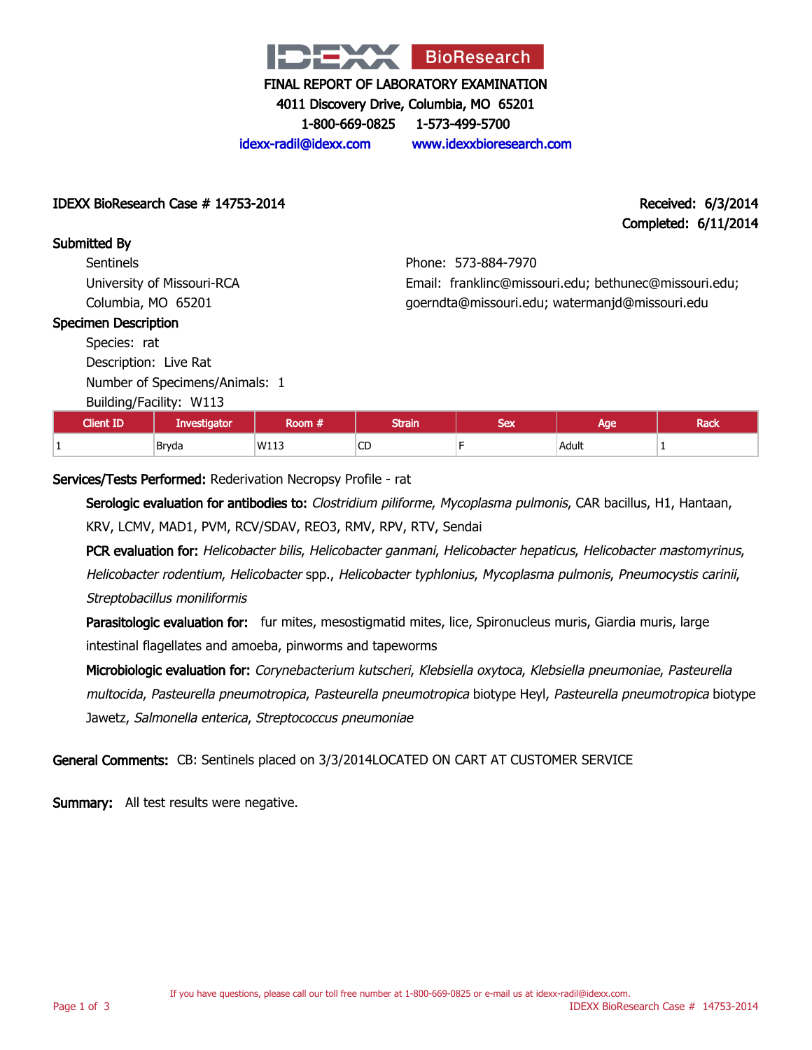# IDEXX BioResearch

**FINAL REPORT OF LABORATORY EXAMINATION**
4011 Discovery Drive, Columbia, MO 65201
1-800-669-0825 1-573-499-5700
idexx-radil@idexx.com www.idexxbioresearch.com

**IDEXX BioResearch Case # 14753-2014**

**Received:** 6/3/2014
**Completed:** 6/11/2014

## Submitted By

Sentinels
University of Missouri-RCA
Columbia, MO 65201

Phone: 573-884-7970
Email: franklinc@missouri.edu; bethunec@missouri.edu; goerndta@missouri.edu; watermanjd@missouri.edu

## Specimen Description

Species: rat
Description: Live Rat
Number of Specimens/Animals: 1
Building/Facility: W113

| Client ID | Investigator | Room # | Strain | Sex | Age | Rack |
|---|---|---|---|---|---|---|
| 1 | Bryda | W113 | CD | F | Adult | 1 |

**Services/Tests Performed:** Rederivation Necropsy Profile - rat

**Serologic evaluation for antibodies to:** *Clostridium piliforme*, *Mycoplasma pulmonis*, CAR bacillus, H1, Hantaan, KRV, LCMV, MAD1, PVM, RCV/SDAV, REO3, RMV, RPV, RTV, Sendai

**PCR evaluation for:** *Helicobacter bilis*, *Helicobacter ganmani*, *Helicobacter hepaticus*, *Helicobacter mastomyrinus*, *Helicobacter rodentium*, *Helicobacter* spp., *Helicobacter typhlonius*, *Mycoplasma pulmonis*, *Pneumocystis carinii*, *Streptobacillus moniliformis*

**Parasitologic evaluation for:** fur mites, mesostigmatid mites, lice, Spironucleus muris, Giardia muris, large intestinal flagellates and amoeba, pinworms and tapeworms

**Microbiologic evaluation for:** *Corynebacterium kutscheri*, *Klebsiella oxytoca*, *Klebsiella pneumoniae*, *Pasteurella multocida*, *Pasteurella pneumotropica*, *Pasteurella pneumotropica* biotype Heyl, *Pasteurella pneumotropica* biotype Jawetz, *Salmonella enterica*, *Streptococcus pneumoniae*

**General Comments:** CB: Sentinels placed on 3/3/2014LOCATED ON CART AT CUSTOMER SERVICE

**Summary:** All test results were negative.

If you have questions, please call our toll free number at 1-800-669-0825 or e-mail us at idexx-radil@idexx.com.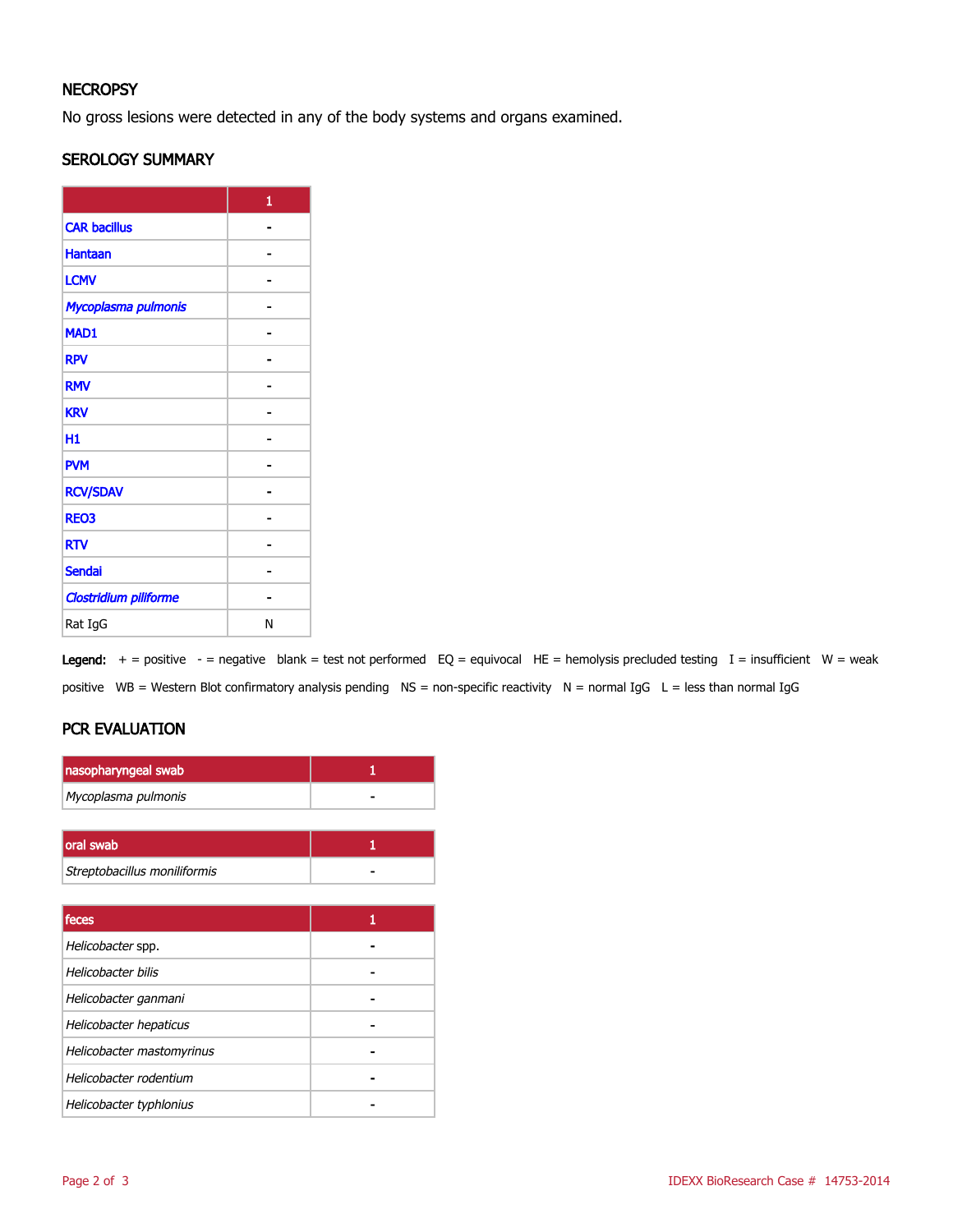## NECROPSY

No gross lesions were detected in any of the body systems and organs examined.

## SEROLOGY SUMMARY

| | 1 |
|---|---|
| CAR bacillus | - |
| Hantaan | - |
| LCMV | - |
| *Mycoplasma pulmonis* | - |
| MAD1 | - |
| RPV | - |
| RMV | - |
| KRV | - |
| H1 | - |
| PVM | - |
| RCV/SDAV | - |
| REO3 | - |
| RTV | - |
| Sendai | - |
| *Clostridium piliforme* | - |
| Rat IgG | N |

**Legend:** + = positive - = negative blank = test not performed EQ = equivocal HE = hemolysis precluded testing I = insufficient W = weak positive WB = Western Blot confirmatory analysis pending NS = non-specific reactivity N = normal IgG L = less than normal IgG

## PCR EVALUATION

| nasopharyngeal swab | 1 |
|---|---|
| *Mycoplasma pulmonis* | - |

| oral swab | 1 |
|---|---|
| *Streptobacillus moniliformis* | - |

| feces | 1 |
|---|---|
| *Helicobacter* spp. | - |
| *Helicobacter bilis* | - |
| *Helicobacter ganmani* | - |
| *Helicobacter hepaticus* | - |
| *Helicobacter mastomyrinus* | - |
| *Helicobacter rodentium* | - |
| *Helicobacter typhlonius* | - |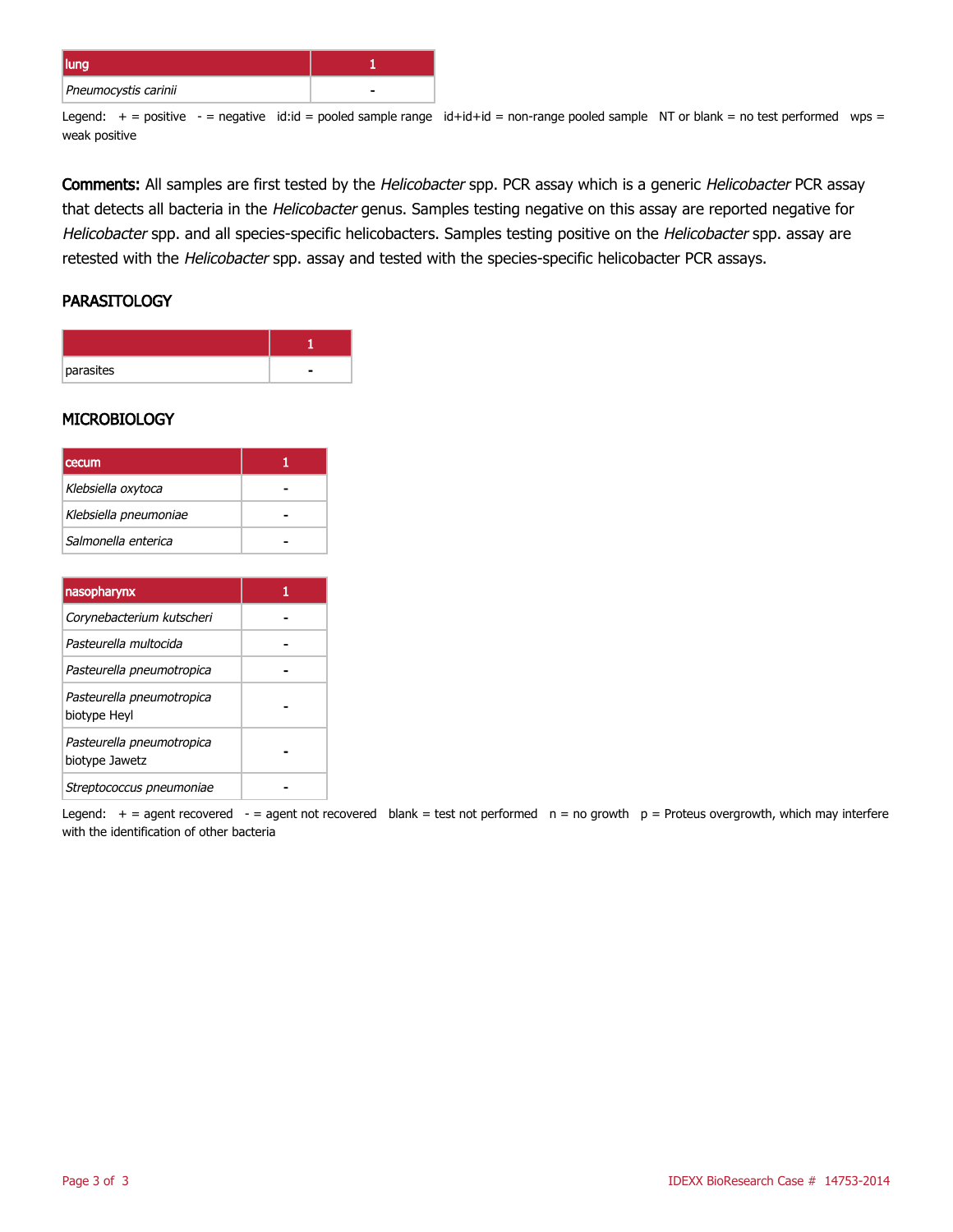| lung | 1 |
| --- | --- |
| *Pneumocystis carinii* | - |

Legend: + = positive - = negative id:id = pooled sample range id+id+id = non-range pooled sample NT or blank = no test performed wps = weak positive

**Comments:** All samples are first tested by the *Helicobacter* spp. PCR assay which is a generic *Helicobacter* PCR assay that detects all bacteria in the *Helicobacter* genus. Samples testing negative on this assay are reported negative for *Helicobacter* spp. and all species-specific helicobacters. Samples testing positive on the *Helicobacter* spp. assay are retested with the *Helicobacter* spp. assay and tested with the species-specific helicobacter PCR assays.

## PARASITOLOGY

| | 1 |
| --- | --- |
| parasites | - |

## MICROBIOLOGY

| cecum | 1 |
| --- | --- |
| *Klebsiella oxytoca* | - |
| *Klebsiella pneumoniae* | - |
| *Salmonella enterica* | - |

| nasopharynx | 1 |
| --- | --- |
| *Corynebacterium kutscheri* | - |
| *Pasteurella multocida* | - |
| *Pasteurella pneumotropica* | - |
| *Pasteurella pneumotropica* biotype Heyl | - |
| *Pasteurella pneumotropica* biotype Jawetz | - |
| *Streptococcus pneumoniae* | - |

Legend: + = agent recovered - = agent not recovered blank = test not performed n = no growth p = Proteus overgrowth, which may interfere with the identification of other bacteria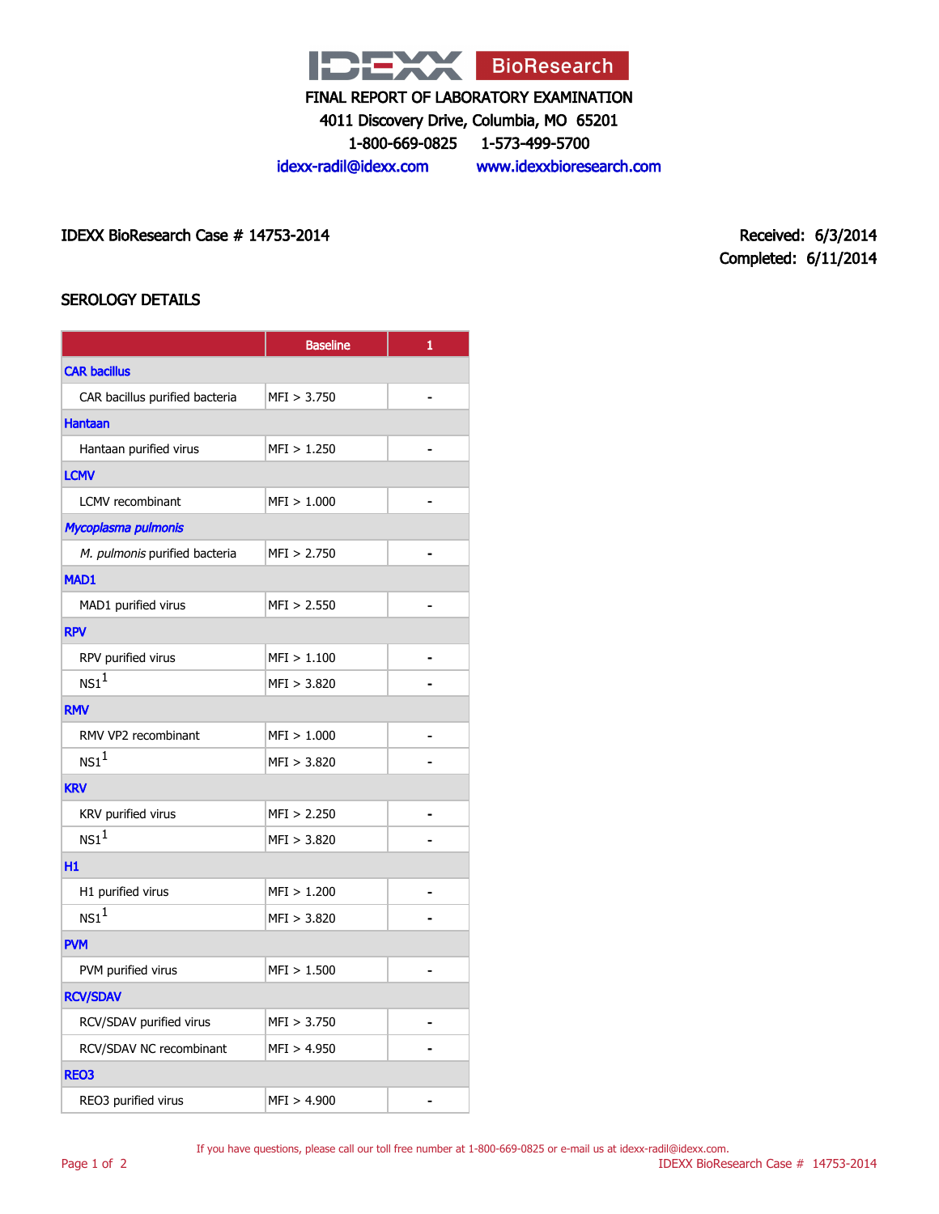FINAL REPORT OF LABORATORY EXAMINATION

4011 Discovery Drive, Columbia, MO 65201

1-800-669-0825 1-573-499-5700

idexx-radil@idexx.com www.idexxbioresearch.com

IDEXX BioResearch Case # 14753-2014

Received: 6/3/2014

Completed: 6/11/2014

## SEROLOGY DETAILS

| | Baseline | 1 |
|---|---|---|
| **CAR bacillus** | | |
| CAR bacillus purified bacteria | MFI > 3.750 | - |
| **Hantaan** | | |
| Hantaan purified virus | MFI > 1.250 | - |
| **LCMV** | | |
| LCMV recombinant | MFI > 1.000 | - |
| ***Mycoplasma pulmonis*** | | |
| *M. pulmonis* purified bacteria | MFI > 2.750 | - |
| **MAD1** | | |
| MAD1 purified virus | MFI > 2.550 | - |
| **RPV** | | |
| RPV purified virus | MFI > 1.100 | - |
| NS1[1] | MFI > 3.820 | - |
| **RMV** | | |
| RMV VP2 recombinant | MFI > 1.000 | - |
| NS1[1] | MFI > 3.820 | - |
| **KRV** | | |
| KRV purified virus | MFI > 2.250 | - |
| NS1[1] | MFI > 3.820 | - |
| **H1** | | |
| H1 purified virus | MFI > 1.200 | - |
| NS1[1] | MFI > 3.820 | - |
| **PVM** | | |
| PVM purified virus | MFI > 1.500 | - |
| **RCV/SDAV** | | |
| RCV/SDAV purified virus | MFI > 3.750 | - |
| RCV/SDAV NC recombinant | MFI > 4.950 | - |
| **REO3** | | |
| REO3 purified virus | MFI > 4.900 | - |

If you have questions, please call our toll free number at 1-800-669-0825 or e-mail us at idexx-radil@idexx.com.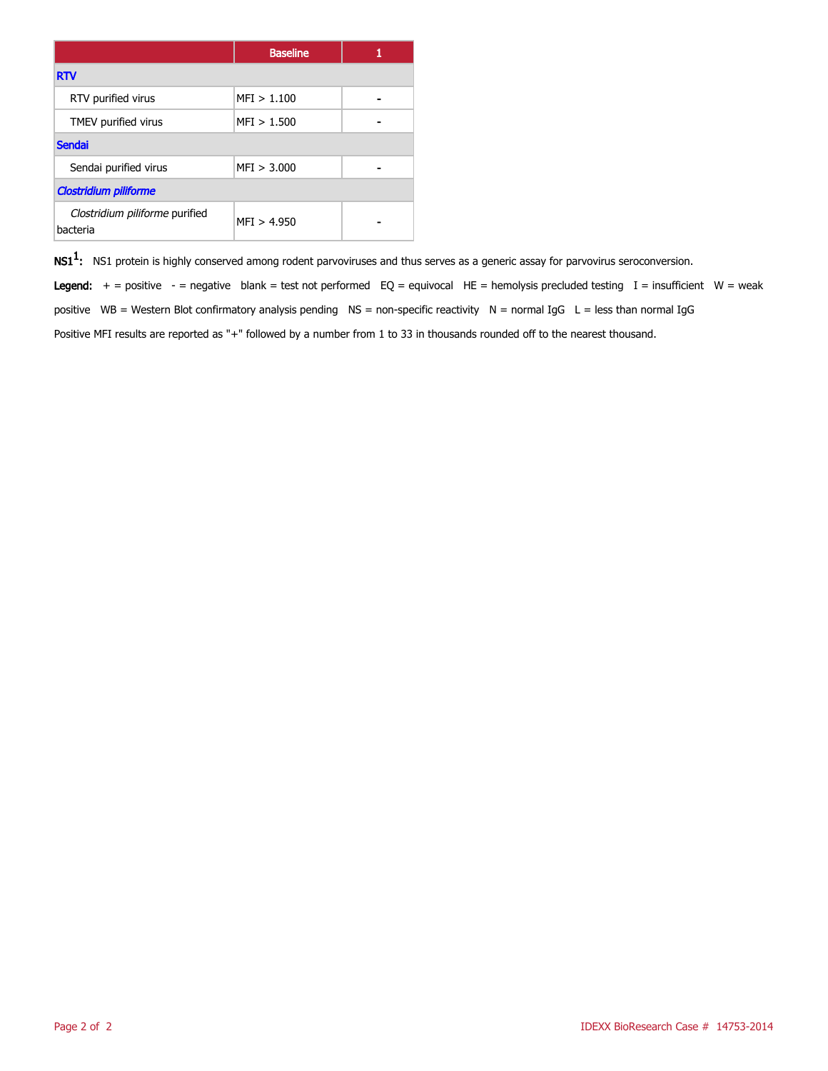| | Baseline | 1 |
|---|---|---|
| **RTV** | | |
| RTV purified virus | MFI > 1.100 | - |
| TMEV purified virus | MFI > 1.500 | - |
| **Sendai** | | |
| Sendai purified virus | MFI > 3.000 | - |
| ***Clostridium piliforme*** | | |
| *Clostridium piliforme* purified bacteria | MFI > 4.950 | - |

**NS1[1]:** NS1 protein is highly conserved among rodent parvoviruses and thus serves as a generic assay for parvovirus seroconversion.

**Legend:** + = positive - = negative blank = test not performed EQ = equivocal HE = hemolysis precluded testing I = insufficient W = weak positive WB = Western Blot confirmatory analysis pending NS = non-specific reactivity N = normal IgG L = less than normal IgG

Positive MFI results are reported as "+" followed by a number from 1 to 33 in thousands rounded off to the nearest thousand.

IDEXX BioResearch Case # 14753-2014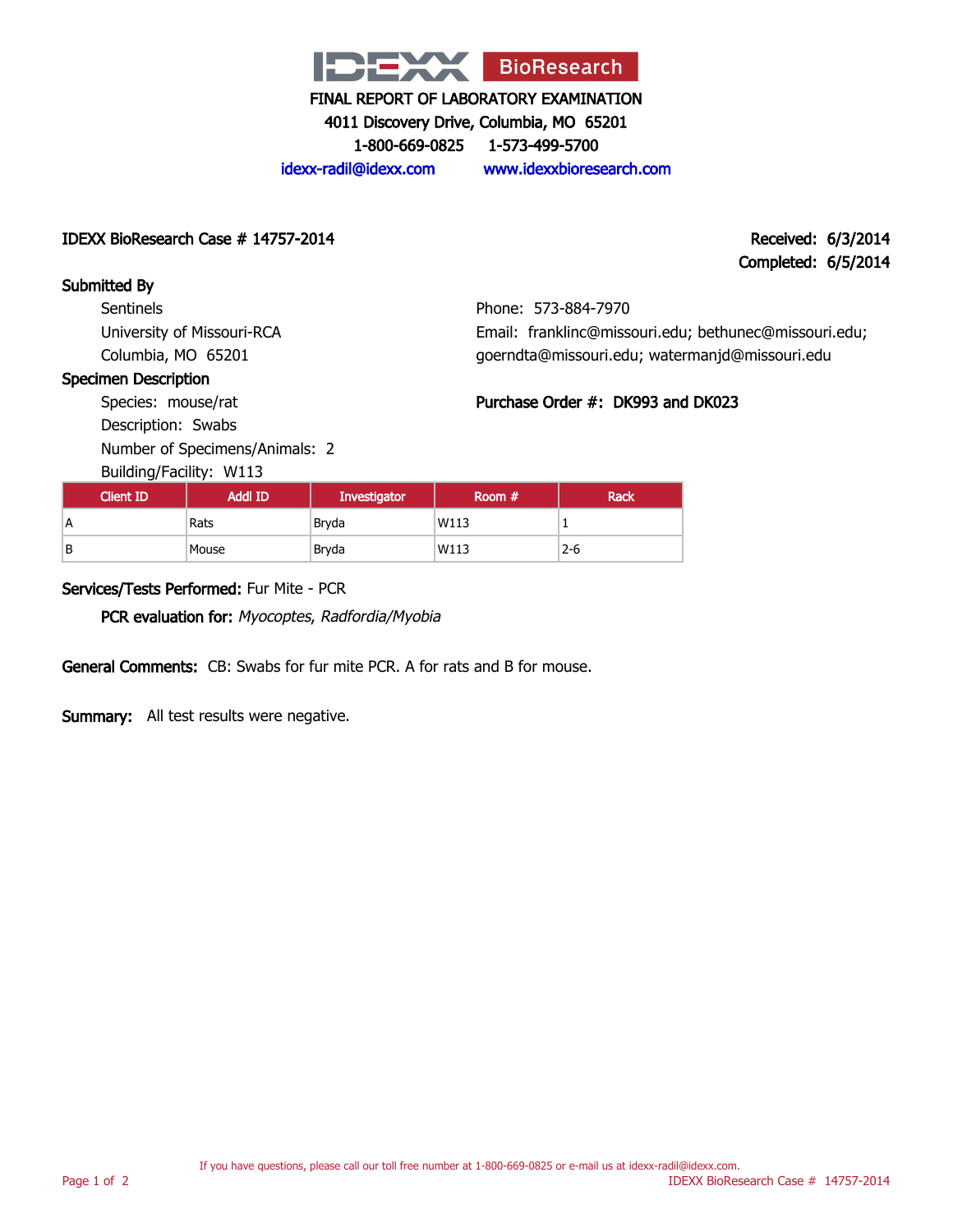**IDEXX BioResearch**

FINAL REPORT OF LABORATORY EXAMINATION
4011 Discovery Drive, Columbia, MO 65201
1-800-669-0825 1-573-499-5700
idexx-radil@idexx.com www.idexxbioresearch.com

IDEXX BioResearch Case # 14757-2014

Received: 6/3/2014
Completed: 6/5/2014

**Submitted By**

Sentinels
University of Missouri-RCA
Columbia, MO 65201

Phone: 573-884-7970
Email: franklinc@missouri.edu; bethunec@missouri.edu; goerndta@missouri.edu; watermanjd@missouri.edu

**Specimen Description**

Species: mouse/rat
Description: Swabs
Number of Specimens/Animals: 2
Building/Facility: W113

Purchase Order #: DK993 and DK023

| Client ID | Addl ID | Investigator | Room # | Rack |
|---|---|---|---|---|
| A | Rats | Bryda | W113 | 1 |
| B | Mouse | Bryda | W113 | 2-6 |

**Services/Tests Performed:** Fur Mite - PCR

**PCR evaluation for:** *Myocoptes*, *Radfordia/Myobia*

**General Comments:** CB: Swabs for fur mite PCR. A for rats and B for mouse.

**Summary:** All test results were negative.

If you have questions, please call our toll free number at 1-800-669-0825 or e-mail us at idexx-radil@idexx.com.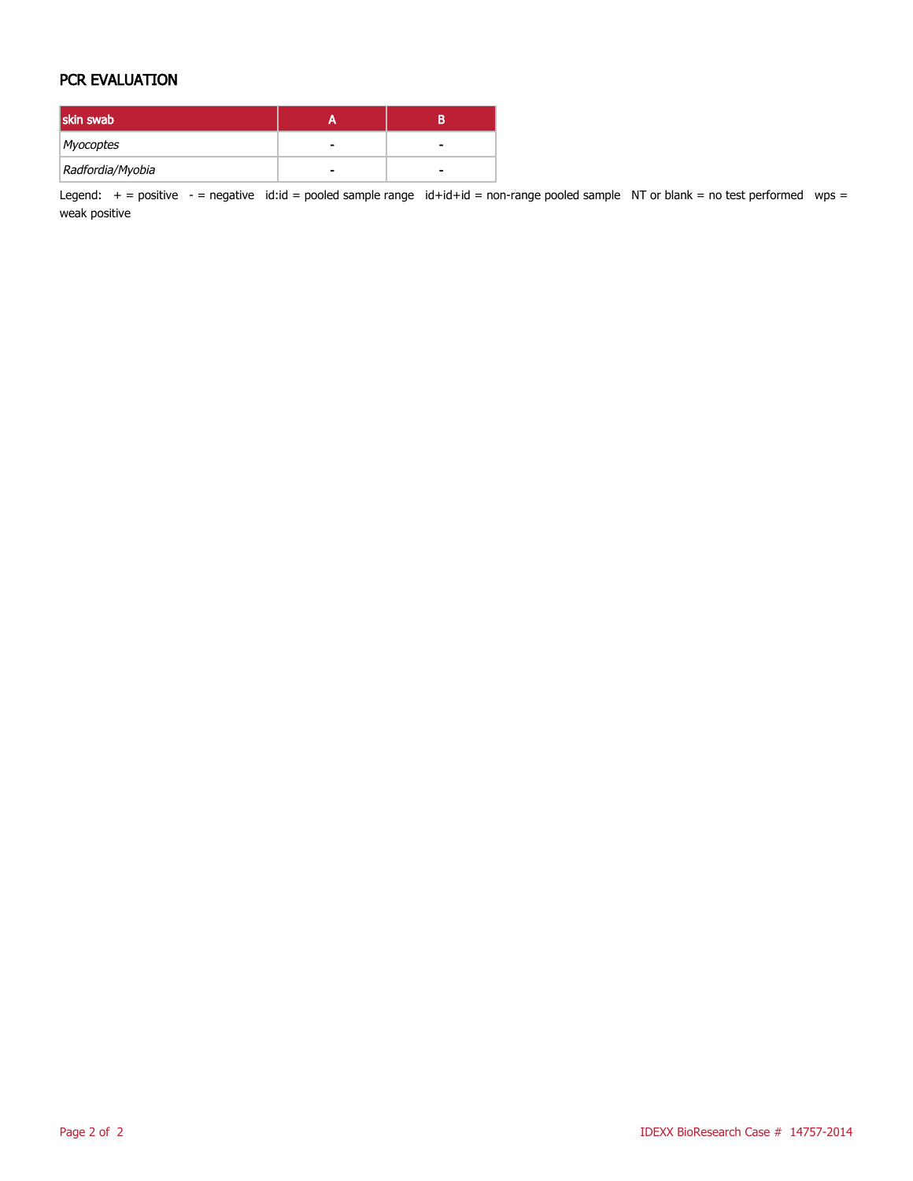## PCR EVALUATION

| skin swab | A | B |
|---|---|---|
| *Myocoptes* | - | - |
| *Radfordia/Myobia* | - | - |

Legend: + = positive - = negative id:id = pooled sample range id+id+id = non-range pooled sample NT or blank = no test performed wps = weak positive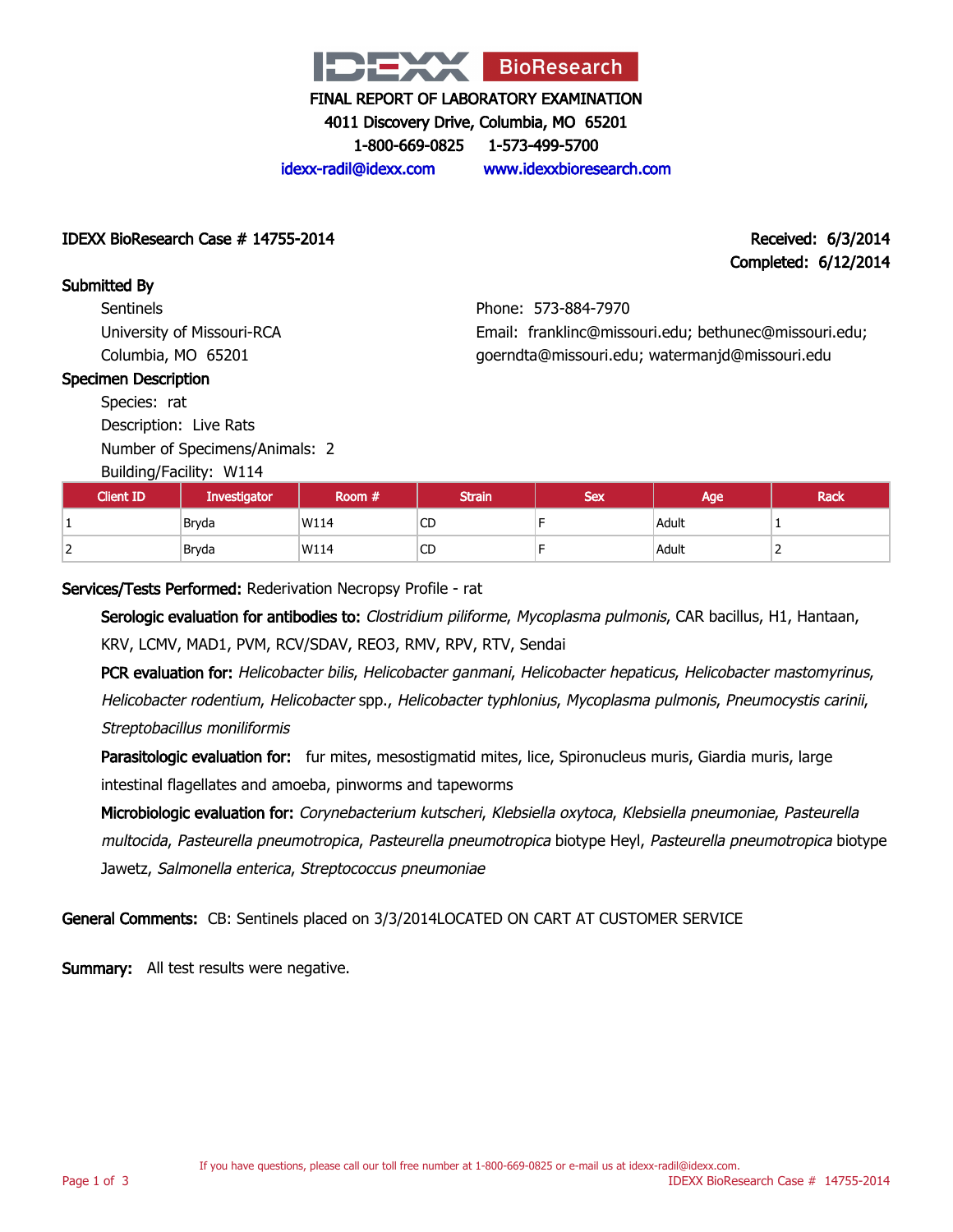# FINAL REPORT OF LABORATORY EXAMINATION

4011 Discovery Drive, Columbia, MO 65201
1-800-669-0825 1-573-499-5700
idexx-radil@idexx.com www.idexxbioresearch.com

**IDEXX BioResearch Case # 14755-2014**

**Received:** 6/3/2014
**Completed:** 6/12/2014

## Submitted By

Sentinels
University of Missouri-RCA
Columbia, MO 65201

Phone: 573-884-7970
Email: franklinc@missouri.edu; bethunec@missouri.edu; goerndta@missouri.edu; watermanjd@missouri.edu

## Specimen Description

Species: rat
Description: Live Rats
Number of Specimens/Animals: 2
Building/Facility: W114

| Client ID | Investigator | Room # | Strain | Sex | Age | Rack |
|---|---|---|---|---|---|---|
| 1 | Bryda | W114 | CD | F | Adult | 1 |
| 2 | Bryda | W114 | CD | F | Adult | 2 |

**Services/Tests Performed:** Rederivation Necropsy Profile - rat

**Serologic evaluation for antibodies to:** *Clostridium piliforme*, *Mycoplasma pulmonis*, CAR bacillus, H1, Hantaan, KRV, LCMV, MAD1, PVM, RCV/SDAV, REO3, RMV, RPV, RTV, Sendai

**PCR evaluation for:** *Helicobacter bilis*, *Helicobacter ganmani*, *Helicobacter hepaticus*, *Helicobacter mastomyrinus*, *Helicobacter rodentium*, *Helicobacter* spp., *Helicobacter typhlonius*, *Mycoplasma pulmonis*, *Pneumocystis carinii*, *Streptobacillus moniliformis*

**Parasitologic evaluation for:** fur mites, mesostigmatid mites, lice, Spironucleus muris, Giardia muris, large intestinal flagellates and amoeba, pinworms and tapeworms

**Microbiologic evaluation for:** *Corynebacterium kutscheri*, *Klebsiella oxytoca*, *Klebsiella pneumoniae*, *Pasteurella multocida*, *Pasteurella pneumotropica*, *Pasteurella pneumotropica* biotype Heyl, *Pasteurella pneumotropica* biotype Jawetz, *Salmonella enterica*, *Streptococcus pneumoniae*

**General Comments:** CB: Sentinels placed on 3/3/2014LOCATED ON CART AT CUSTOMER SERVICE

**Summary:** All test results were negative.

If you have questions, please call our toll free number at 1-800-669-0825 or e-mail us at idexx-radil@idexx.com.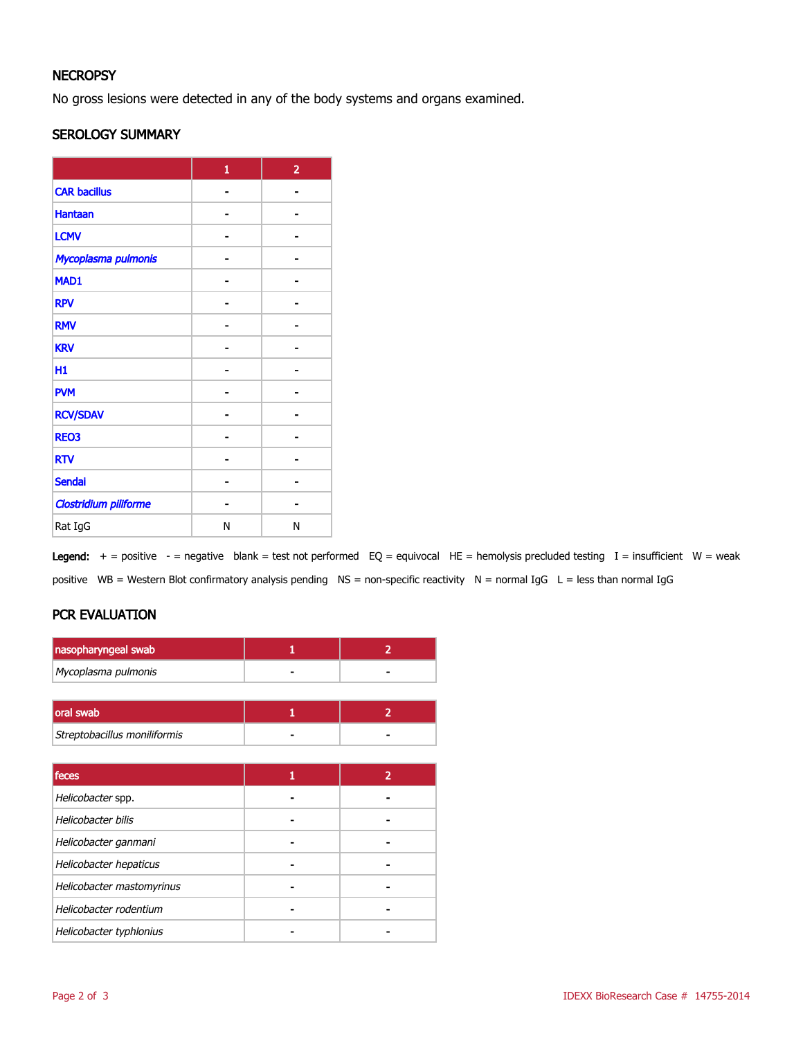## NECROPSY

No gross lesions were detected in any of the body systems and organs examined.

## SEROLOGY SUMMARY

| | 1 | 2 |
|---|---|---|
| CAR bacillus | - | - |
| Hantaan | - | - |
| LCMV | - | - |
| *Mycoplasma pulmonis* | - | - |
| MAD1 | - | - |
| RPV | - | - |
| RMV | - | - |
| KRV | - | - |
| H1 | - | - |
| PVM | - | - |
| RCV/SDAV | - | - |
| REO3 | - | - |
| RTV | - | - |
| Sendai | - | - |
| *Clostridium piliforme* | - | - |
| Rat IgG | N | N |

**Legend:** + = positive - = negative blank = test not performed EQ = equivocal HE = hemolysis precluded testing I = insufficient W = weak positive WB = Western Blot confirmatory analysis pending NS = non-specific reactivity N = normal IgG L = less than normal IgG

## PCR EVALUATION

| nasopharyngeal swab | 1 | 2 |
|---|---|---|
| *Mycoplasma pulmonis* | - | - |

| oral swab | 1 | 2 |
|---|---|---|
| *Streptobacillus moniliformis* | - | - |

| feces | 1 | 2 |
|---|---|---|
| *Helicobacter* spp. | - | - |
| *Helicobacter bilis* | - | - |
| *Helicobacter ganmani* | - | - |
| *Helicobacter hepaticus* | - | - |
| *Helicobacter mastomyrinus* | - | - |
| *Helicobacter rodentium* | - | - |
| *Helicobacter typhlonius* | - | - |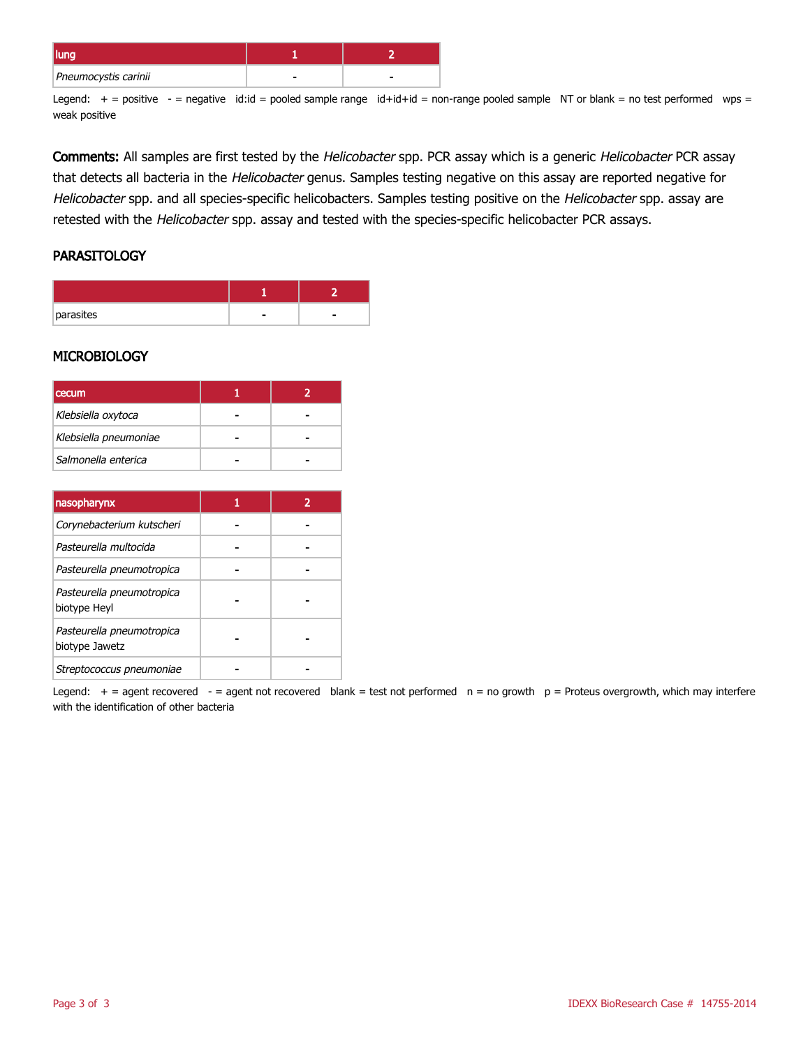| lung | 1 | 2 |
| --- | --- | --- |
| *Pneumocystis carinii* | - | - |

Legend: + = positive - = negative id:id = pooled sample range id+id+id = non-range pooled sample NT or blank = no test performed wps = weak positive

**Comments:** All samples are first tested by the *Helicobacter* spp. PCR assay which is a generic *Helicobacter* PCR assay that detects all bacteria in the *Helicobacter* genus. Samples testing negative on this assay are reported negative for *Helicobacter* spp. and all species-specific helicobacters. Samples testing positive on the *Helicobacter* spp. assay are retested with the *Helicobacter* spp. assay and tested with the species-specific helicobacter PCR assays.

## PARASITOLOGY

| | 1 | 2 |
| --- | --- | --- |
| parasites | - | - |

## MICROBIOLOGY

| cecum | 1 | 2 |
| --- | --- | --- |
| *Klebsiella oxytoca* | - | - |
| *Klebsiella pneumoniae* | - | - |
| *Salmonella enterica* | - | - |

| nasopharynx | 1 | 2 |
| --- | --- | --- |
| *Corynebacterium kutscheri* | - | - |
| *Pasteurella multocida* | - | - |
| *Pasteurella pneumotropica* | - | - |
| *Pasteurella pneumotropica* biotype Heyl | - | - |
| *Pasteurella pneumotropica* biotype Jawetz | - | - |
| *Streptococcus pneumoniae* | - | - |

Legend: + = agent recovered - = agent not recovered blank = test not performed n = no growth p = Proteus overgrowth, which may interfere with the identification of other bacteria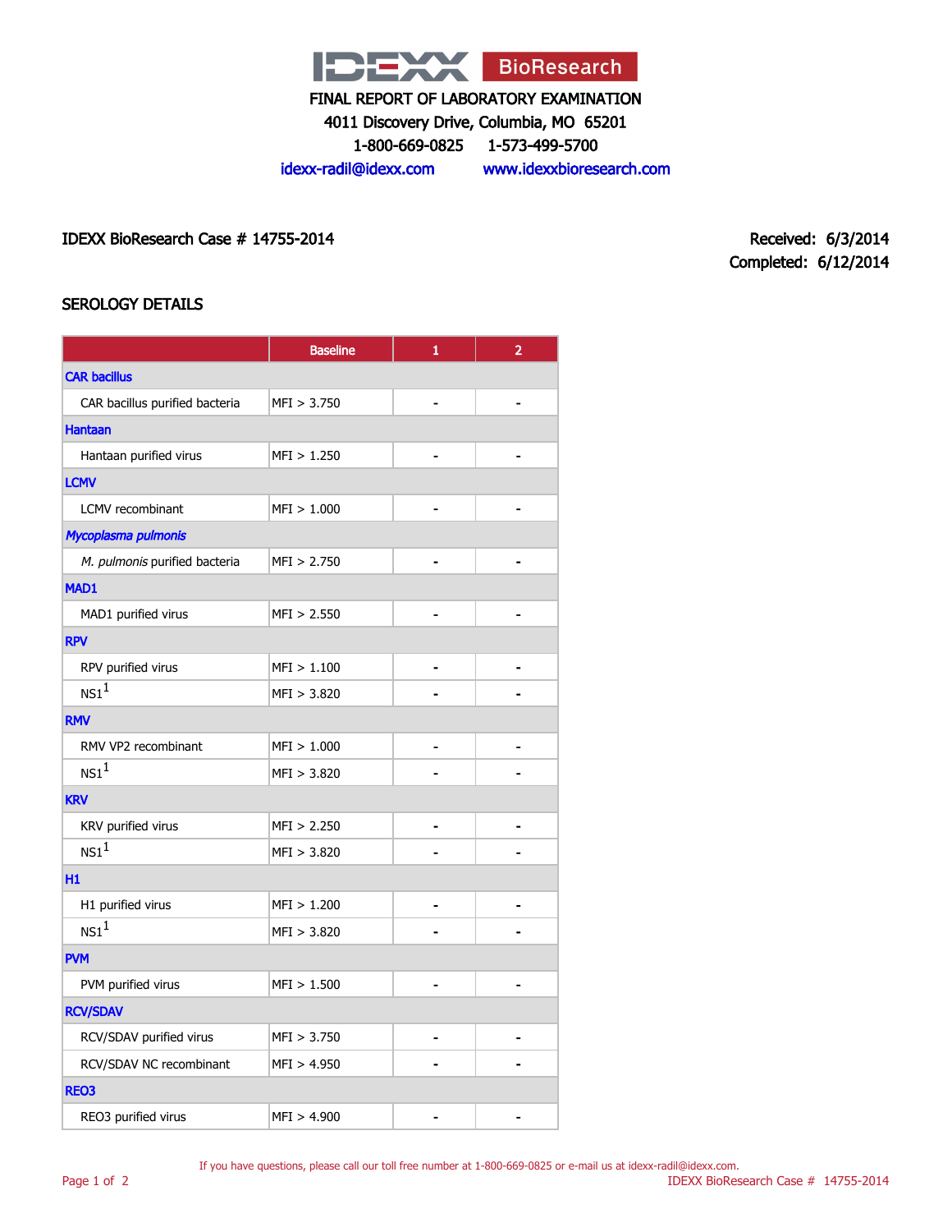# FINAL REPORT OF LABORATORY EXAMINATION

4011 Discovery Drive, Columbia, MO 65201

1-800-669-0825 1-573-499-5700

idexx-radil@idexx.com www.idexxbioresearch.com

IDEXX BioResearch Case # 14755-2014

Received: 6/3/2014
Completed: 6/12/2014

## SEROLOGY DETAILS

| | Baseline | 1 | 2 |
|---|---|---|---|
| **CAR bacillus** | | | |
| CAR bacillus purified bacteria | MFI > 3.750 | - | - |
| **Hantaan** | | | |
| Hantaan purified virus | MFI > 1.250 | - | - |
| **LCMV** | | | |
| LCMV recombinant | MFI > 1.000 | - | - |
| ***Mycoplasma pulmonis*** | | | |
| *M. pulmonis* purified bacteria | MFI > 2.750 | - | - |
| **MAD1** | | | |
| MAD1 purified virus | MFI > 2.550 | - | - |
| **RPV** | | | |
| RPV purified virus | MFI > 1.100 | - | - |
| NS1[1] | MFI > 3.820 | - | - |
| **RMV** | | | |
| RMV VP2 recombinant | MFI > 1.000 | - | - |
| NS1[1] | MFI > 3.820 | - | - |
| **KRV** | | | |
| KRV purified virus | MFI > 2.250 | - | - |
| NS1[1] | MFI > 3.820 | - | - |
| **H1** | | | |
| H1 purified virus | MFI > 1.200 | - | - |
| NS1[1] | MFI > 3.820 | - | - |
| **PVM** | | | |
| PVM purified virus | MFI > 1.500 | - | - |
| **RCV/SDAV** | | | |
| RCV/SDAV purified virus | MFI > 3.750 | - | - |
| RCV/SDAV NC recombinant | MFI > 4.950 | - | - |
| **REO3** | | | |
| REO3 purified virus | MFI > 4.900 | - | - |

If you have questions, please call our toll free number at 1-800-669-0825 or e-mail us at idexx-radil@idexx.com.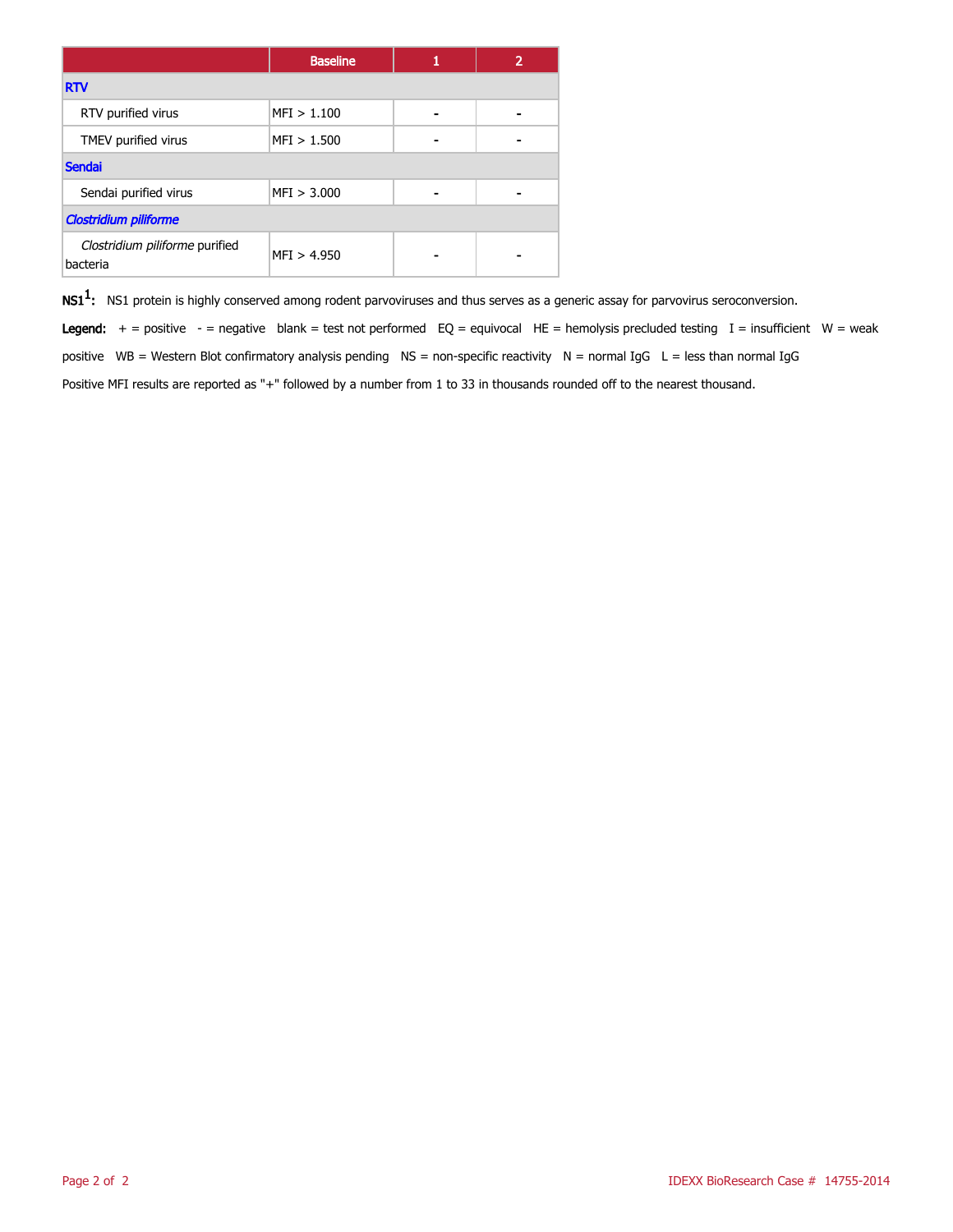| | Baseline | 1 | 2 |
|---|---|---|---|
| **RTV** | | | |
| RTV purified virus | MFI > 1.100 | - | - |
| TMEV purified virus | MFI > 1.500 | - | - |
| **Sendai** | | | |
| Sendai purified virus | MFI > 3.000 | - | - |
| ***Clostridium piliforme*** | | | |
| *Clostridium piliforme* purified bacteria | MFI > 4.950 | - | - |

**NS1[1]:** NS1 protein is highly conserved among rodent parvoviruses and thus serves as a generic assay for parvovirus seroconversion.

**Legend:** + = positive - = negative blank = test not performed EQ = equivocal HE = hemolysis precluded testing I = insufficient W = weak positive WB = Western Blot confirmatory analysis pending NS = non-specific reactivity N = normal IgG L = less than normal IgG

Positive MFI results are reported as "+" followed by a number from 1 to 33 in thousands rounded off to the nearest thousand.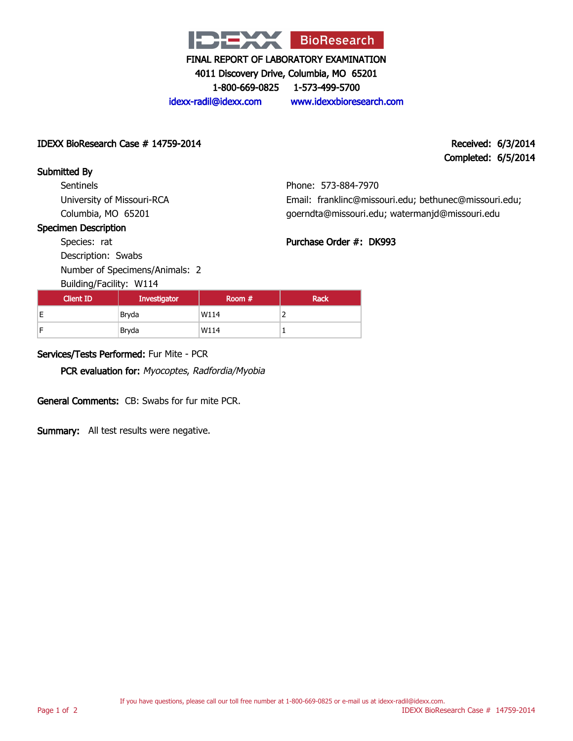IDEXX BioResearch

FINAL REPORT OF LABORATORY EXAMINATION
4011 Discovery Drive, Columbia, MO 65201
1-800-669-0825 1-573-499-5700
idexx-radil@idexx.com www.idexxbioresearch.com

**IDEXX BioResearch Case # 14759-2014**

**Received: 6/3/2014**
**Completed: 6/5/2014**

**Submitted By**

Sentinels
University of Missouri-RCA
Columbia, MO 65201

Phone: 573-884-7970
Email: franklinc@missouri.edu; bethunec@missouri.edu; goerndta@missouri.edu; watermanjd@missouri.edu

**Specimen Description**

Species: rat
Description: Swabs
Number of Specimens/Animals: 2
Building/Facility: W114

**Purchase Order #: DK993**

| Client ID | Investigator | Room # | Rack |
|---|---|---|---|
| E | Bryda | W114 | 2 |
| F | Bryda | W114 | 1 |

**Services/Tests Performed:** Fur Mite - PCR

**PCR evaluation for:** *Myocoptes*, *Radfordia/Myobia*

**General Comments:** CB: Swabs for fur mite PCR.

**Summary:** All test results were negative.

If you have questions, please call our toll free number at 1-800-669-0825 or e-mail us at idexx-radil@idexx.com.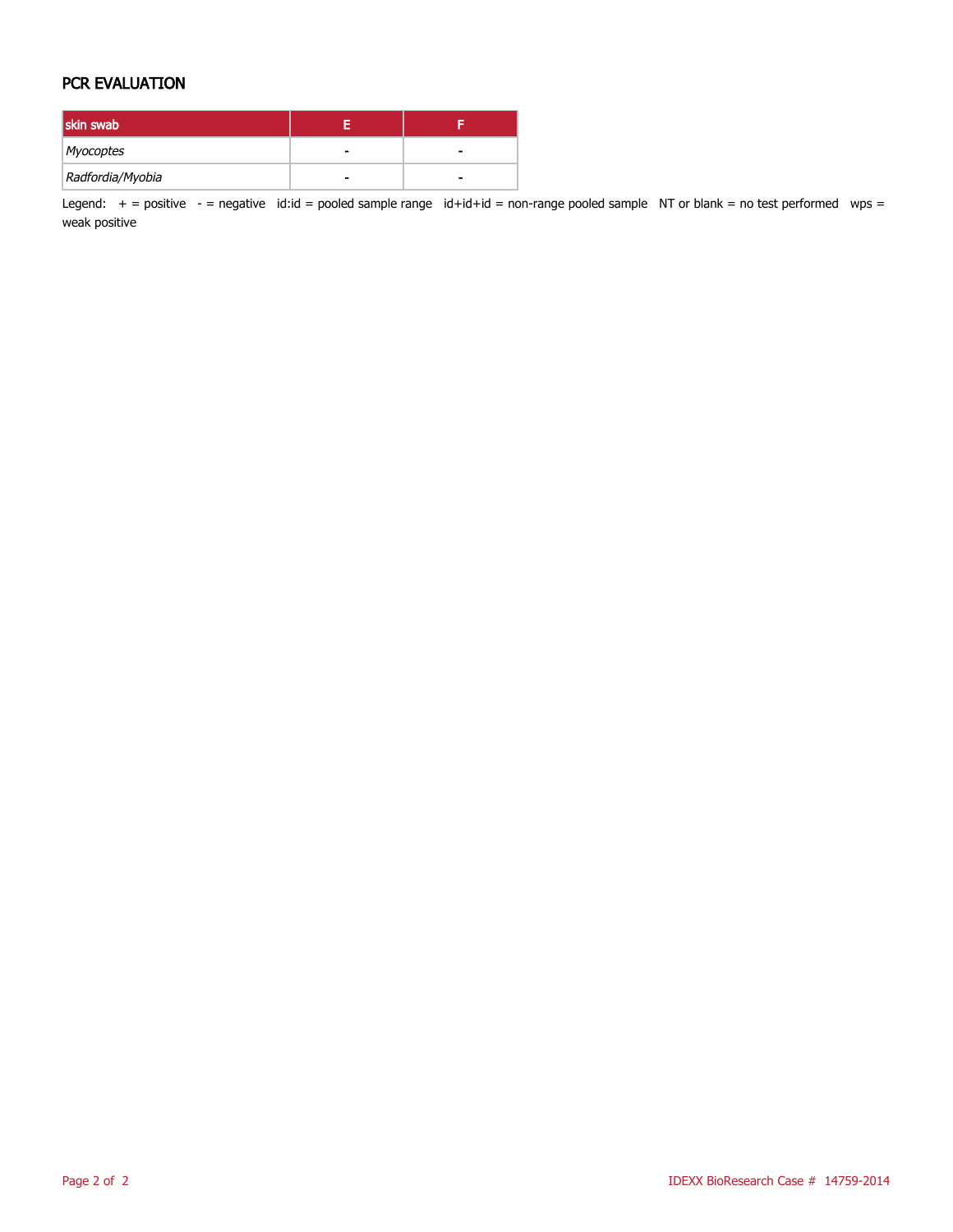## PCR EVALUATION

| skin swab | E | F |
|---|---|---|
| *Myocoptes* | - | - |
| *Radfordia/Myobia* | - | - |

Legend: + = positive - = negative id:id = pooled sample range id+id+id = non-range pooled sample NT or blank = no test performed wps = weak positive